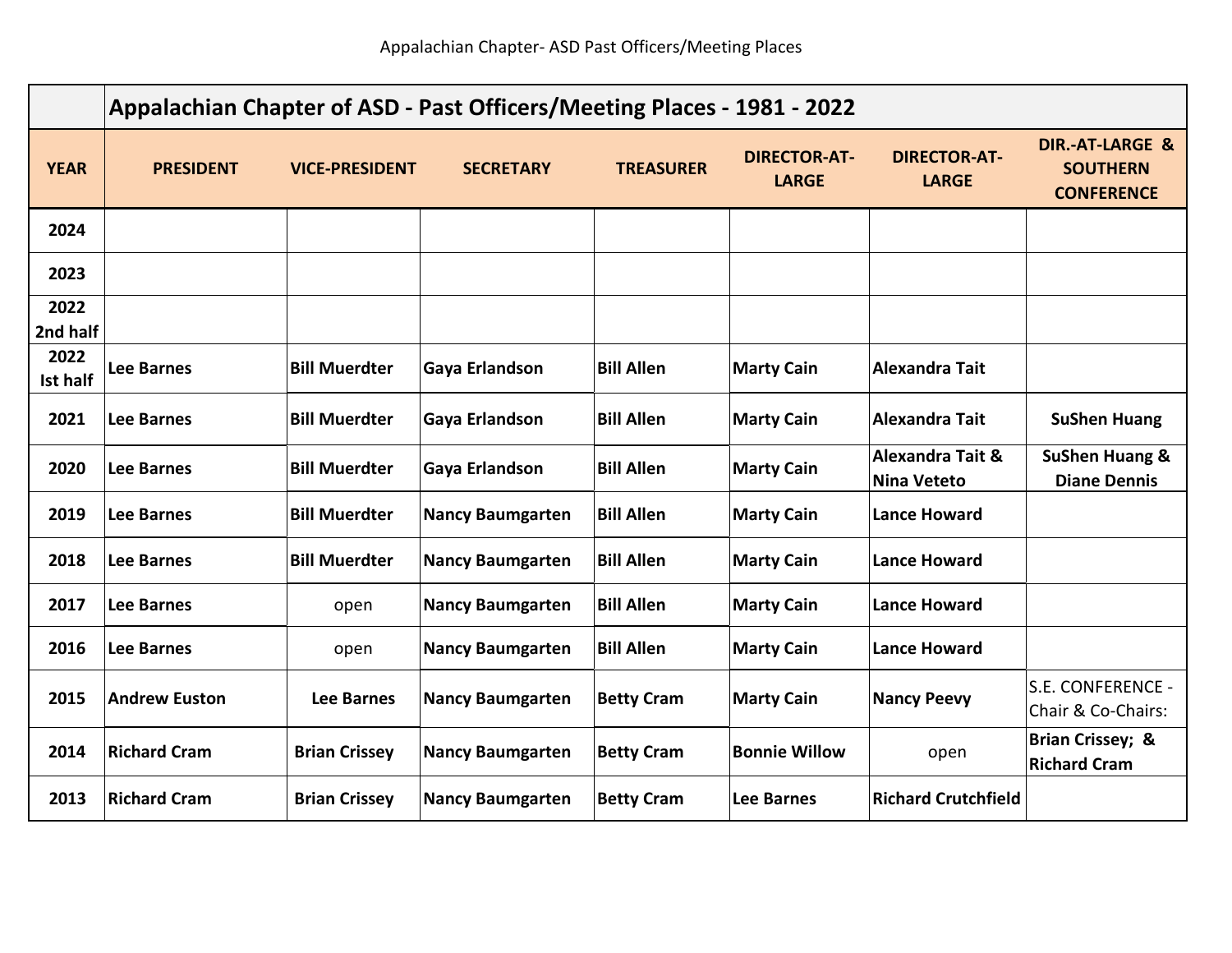| | Appalachian Chapter of ASD - Past Officers/Meeting Places - 1981 - 2022 | | | | | | |
|---|---|---|---|---|---|---|---|
| **YEAR** | **PRESIDENT** | **VICE-PRESIDENT** | **SECRETARY** | **TREASURER** | **DIRECTOR-AT-LARGE** | **DIRECTOR-AT-LARGE** | **DIR.-AT-LARGE & SOUTHERN CONFERENCE** |
| **2024** | | | | | | | |
| **2023** | | | | | | | |
| **2022 2nd half** | | | | | | | |
| **2022 Ist half** | **Lee Barnes** | **Bill Muerdter** | **Gaya Erlandson** | **Bill Allen** | **Marty Cain** | **Alexandra Tait** | |
| **2021** | **Lee Barnes** | **Bill Muerdter** | **Gaya Erlandson** | **Bill Allen** | **Marty Cain** | **Alexandra Tait** | **SuShen Huang** |
| **2020** | **Lee Barnes** | **Bill Muerdter** | **Gaya Erlandson** | **Bill Allen** | **Marty Cain** | **Alexandra Tait & Nina Veteto** | **SuShen Huang & Diane Dennis** |
| **2019** | **Lee Barnes** | **Bill Muerdter** | **Nancy Baumgarten** | **Bill Allen** | **Marty Cain** | **Lance Howard** | |
| **2018** | **Lee Barnes** | **Bill Muerdter** | **Nancy Baumgarten** | **Bill Allen** | **Marty Cain** | **Lance Howard** | |
| **2017** | **Lee Barnes** | open | **Nancy Baumgarten** | **Bill Allen** | **Marty Cain** | **Lance Howard** | |
| **2016** | **Lee Barnes** | open | **Nancy Baumgarten** | **Bill Allen** | **Marty Cain** | **Lance Howard** | |
| **2015** | **Andrew Euston** | **Lee Barnes** | **Nancy Baumgarten** | **Betty Cram** | **Marty Cain** | **Nancy Peevy** | S.E. CONFERENCE - Chair & Co-Chairs: |
| **2014** | **Richard Cram** | **Brian Crissey** | **Nancy Baumgarten** | **Betty Cram** | **Bonnie Willow** | open | **Brian Crissey; & Richard Cram** |
| **2013** | **Richard Cram** | **Brian Crissey** | **Nancy Baumgarten** | **Betty Cram** | **Lee Barnes** | **Richard Crutchfield** | |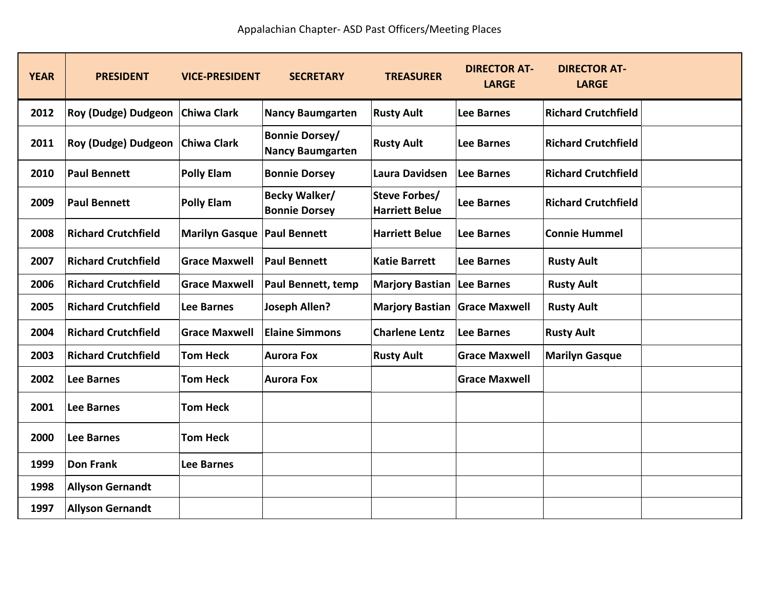Appalachian Chapter- ASD Past Officers/Meeting Places

| YEAR | PRESIDENT | VICE-PRESIDENT | SECRETARY | TREASURER | DIRECTOR AT-LARGE | DIRECTOR AT-LARGE | |
|---|---|---|---|---|---|---|---|
| 2012 | Roy (Dudge) Dudgeon | Chiwa Clark | Nancy Baumgarten | Rusty Ault | Lee Barnes | Richard Crutchfield | |
| 2011 | Roy (Dudge) Dudgeon | Chiwa Clark | Bonnie Dorsey/ Nancy Baumgarten | Rusty Ault | Lee Barnes | Richard Crutchfield | |
| 2010 | Paul Bennett | Polly Elam | Bonnie Dorsey | Laura Davidsen | Lee Barnes | Richard Crutchfield | |
| 2009 | Paul Bennett | Polly Elam | Becky Walker/ Bonnie Dorsey | Steve Forbes/ Harriett Belue | Lee Barnes | Richard Crutchfield | |
| 2008 | Richard Crutchfield | Marilyn Gasque | Paul Bennett | Harriett Belue | Lee Barnes | Connie Hummel | |
| 2007 | Richard Crutchfield | Grace Maxwell | Paul Bennett | Katie Barrett | Lee Barnes | Rusty Ault | |
| 2006 | Richard Crutchfield | Grace Maxwell | Paul Bennett, temp | Marjory Bastian | Lee Barnes | Rusty Ault | |
| 2005 | Richard Crutchfield | Lee Barnes | Joseph Allen? | Marjory Bastian | Grace Maxwell | Rusty Ault | |
| 2004 | Richard Crutchfield | Grace Maxwell | Elaine Simmons | Charlene Lentz | Lee Barnes | Rusty Ault | |
| 2003 | Richard Crutchfield | Tom Heck | Aurora Fox | Rusty Ault | Grace Maxwell | Marilyn Gasque | |
| 2002 | Lee Barnes | Tom Heck | Aurora Fox | | Grace Maxwell | | |
| 2001 | Lee Barnes | Tom Heck | | | | | |
| 2000 | Lee Barnes | Tom Heck | | | | | |
| 1999 | Don Frank | Lee Barnes | | | | | |
| 1998 | Allyson Gernandt | | | | | | |
| 1997 | Allyson Gernandt | | | | | | |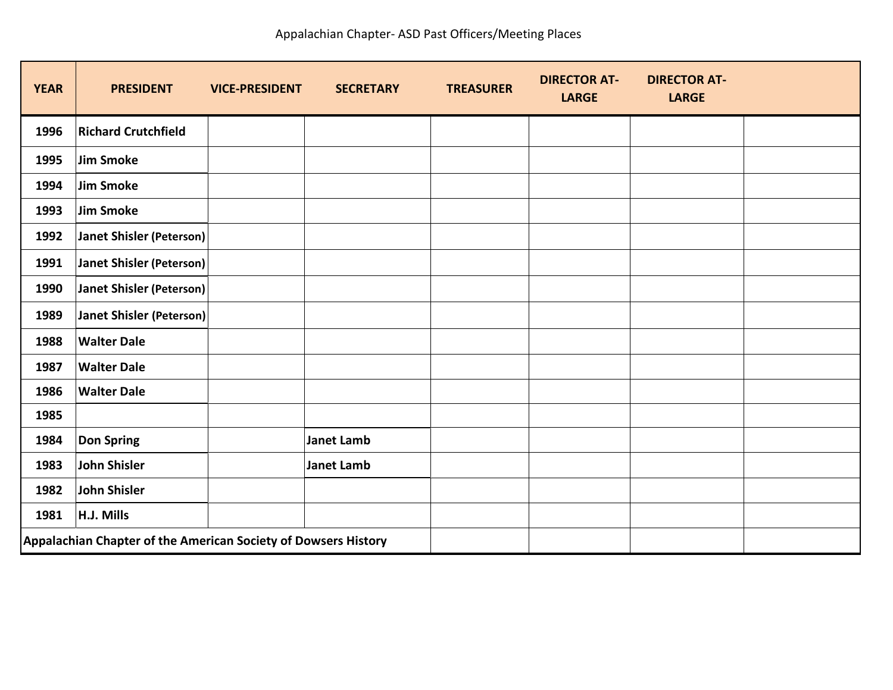Appalachian Chapter- ASD Past Officers/Meeting Places

| YEAR | PRESIDENT | VICE-PRESIDENT | SECRETARY | TREASURER | DIRECTOR AT-LARGE | DIRECTOR AT-LARGE | |
|---|---|---|---|---|---|---|---|
| 1996 | **Richard Crutchfield** | | | | | | |
| 1995 | **Jim Smoke** | | | | | | |
| 1994 | **Jim Smoke** | | | | | | |
| 1993 | **Jim Smoke** | | | | | | |
| 1992 | **Janet Shisler (Peterson)** | | | | | | |
| 1991 | **Janet Shisler (Peterson)** | | | | | | |
| 1990 | **Janet Shisler (Peterson)** | | | | | | |
| 1989 | **Janet Shisler (Peterson)** | | | | | | |
| 1988 | **Walter Dale** | | | | | | |
| 1987 | **Walter Dale** | | | | | | |
| 1986 | **Walter Dale** | | | | | | |
| 1985 | | | | | | | |
| 1984 | **Don Spring** | | **Janet Lamb** | | | | |
| 1983 | **John Shisler** | | **Janet Lamb** | | | | |
| 1982 | **John Shisler** | | | | | | |
| 1981 | **H.J. Mills** | | | | | | |
| **Appalachian Chapter of the American Society of Dowsers History** | | | | | | | |